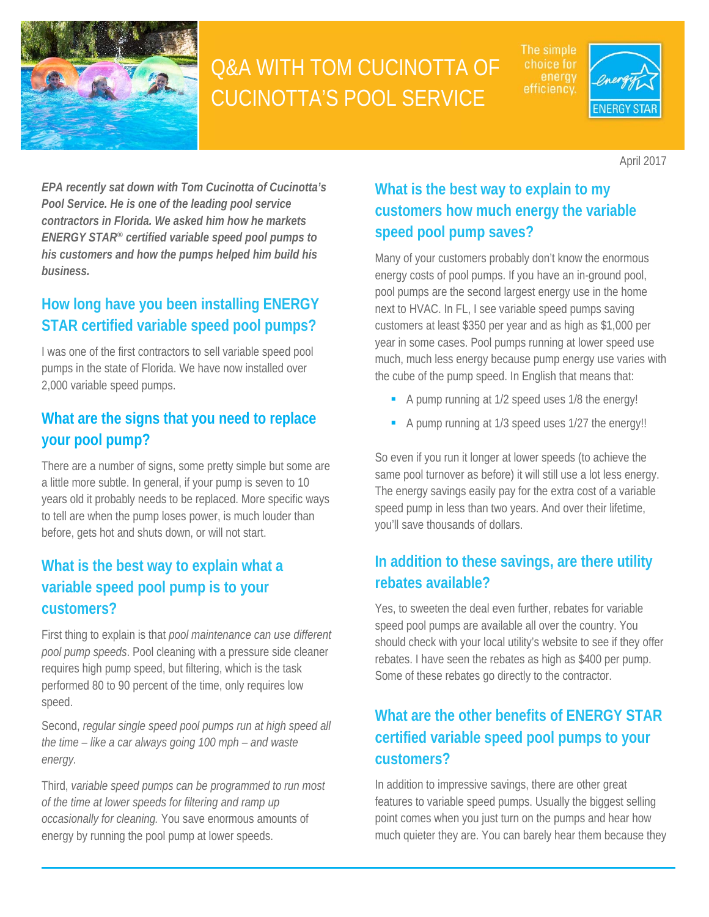# Q&A WITH TOM CUCINOTTA OF CUCINOTTA'S POOL SERVICE

The simple choice for energy efficiency.

ENERGY STAR

April 2017

***EPA recently sat down with Tom Cucinotta of Cucinotta's Pool Service. He is one of the leading pool service contractors in Florida. We asked him how he markets ENERGY STAR® certified variable speed pool pumps to his customers and how the pumps helped him build his business.***

## How long have you been installing ENERGY STAR certified variable speed pool pumps?

I was one of the first contractors to sell variable speed pool pumps in the state of Florida. We have now installed over 2,000 variable speed pumps.

## What are the signs that you need to replace your pool pump?

There are a number of signs, some pretty simple but some are a little more subtle. In general, if your pump is seven to 10 years old it probably needs to be replaced. More specific ways to tell are when the pump loses power, is much louder than before, gets hot and shuts down, or will not start.

## What is the best way to explain what a variable speed pool pump is to your customers?

First thing to explain is that *pool maintenance can use different pool pump speeds*. Pool cleaning with a pressure side cleaner requires high pump speed, but filtering, which is the task performed 80 to 90 percent of the time, only requires low speed.

Second, *regular single speed pool pumps run at high speed all the time – like a car always going 100 mph – and waste energy.*

Third, *variable speed pumps can be programmed to run most of the time at lower speeds for filtering and ramp up occasionally for cleaning.* You save enormous amounts of energy by running the pool pump at lower speeds.

## What is the best way to explain to my customers how much energy the variable speed pool pump saves?

Many of your customers probably don't know the enormous energy costs of pool pumps. If you have an in-ground pool, pool pumps are the second largest energy use in the home next to HVAC. In FL, I see variable speed pumps saving customers at least $350 per year and as high as $1,000 per year in some cases. Pool pumps running at lower speed use much, much less energy because pump energy use varies with the cube of the pump speed. In English that means that:

- A pump running at 1/2 speed uses 1/8 the energy!
- A pump running at 1/3 speed uses 1/27 the energy!!

So even if you run it longer at lower speeds (to achieve the same pool turnover as before) it will still use a lot less energy. The energy savings easily pay for the extra cost of a variable speed pump in less than two years. And over their lifetime, you'll save thousands of dollars.

## In addition to these savings, are there utility rebates available?

Yes, to sweeten the deal even further, rebates for variable speed pool pumps are available all over the country. You should check with your local utility's website to see if they offer rebates. I have seen the rebates as high as $400 per pump. Some of these rebates go directly to the contractor.

## What are the other benefits of ENERGY STAR certified variable speed pool pumps to your customers?

In addition to impressive savings, there are other great features to variable speed pumps. Usually the biggest selling point comes when you just turn on the pumps and hear how much quieter they are. You can barely hear them because they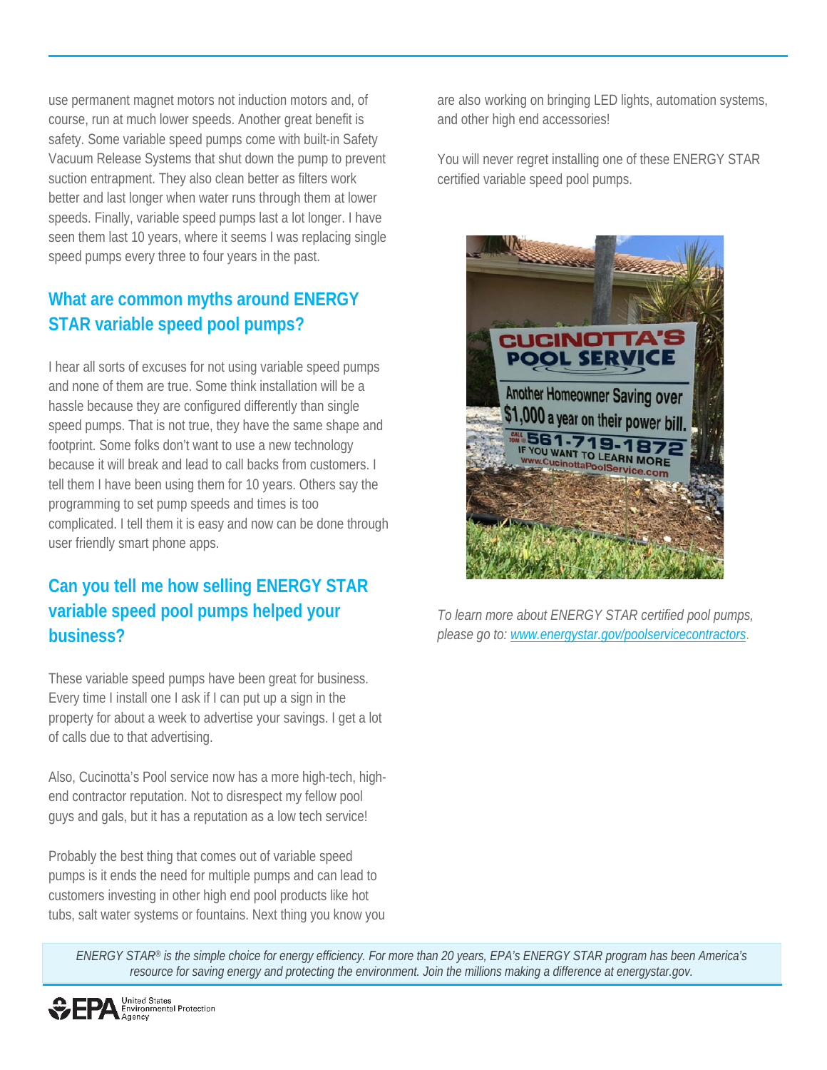use permanent magnet motors not induction motors and, of course, run at much lower speeds. Another great benefit is safety. Some variable speed pumps come with built-in Safety Vacuum Release Systems that shut down the pump to prevent suction entrapment. They also clean better as filters work better and last longer when water runs through them at lower speeds. Finally, variable speed pumps last a lot longer. I have seen them last 10 years, where it seems I was replacing single speed pumps every three to four years in the past.

## What are common myths around ENERGY STAR variable speed pool pumps?

I hear all sorts of excuses for not using variable speed pumps and none of them are true. Some think installation will be a hassle because they are configured differently than single speed pumps. That is not true, they have the same shape and footprint. Some folks don't want to use a new technology because it will break and lead to call backs from customers. I tell them I have been using them for 10 years. Others say the programming to set pump speeds and times is too complicated. I tell them it is easy and now can be done through user friendly smart phone apps.

## Can you tell me how selling ENERGY STAR variable speed pool pumps helped your business?

These variable speed pumps have been great for business. Every time I install one I ask if I can put up a sign in the property for about a week to advertise your savings. I get a lot of calls due to that advertising.

Also, Cucinotta's Pool service now has a more high-tech, high-end contractor reputation. Not to disrespect my fellow pool guys and gals, but it has a reputation as a low tech service!

Probably the best thing that comes out of variable speed pumps is it ends the need for multiple pumps and can lead to customers investing in other high end pool products like hot tubs, salt water systems or fountains. Next thing you know you are also working on bringing LED lights, automation systems, and other high end accessories!

You will never regret installing one of these ENERGY STAR certified variable speed pool pumps.

*To learn more about ENERGY STAR certified pool pumps, please go to: [www.energystar.gov/poolservicecontractors](www.energystar.gov/poolservicecontractors).*

*ENERGY STAR® is the simple choice for energy efficiency. For more than 20 years, EPA's ENERGY STAR program has been America's resource for saving energy and protecting the environment. Join the millions making a difference at energystar.gov.*

EPA United States Environmental Protection Agency